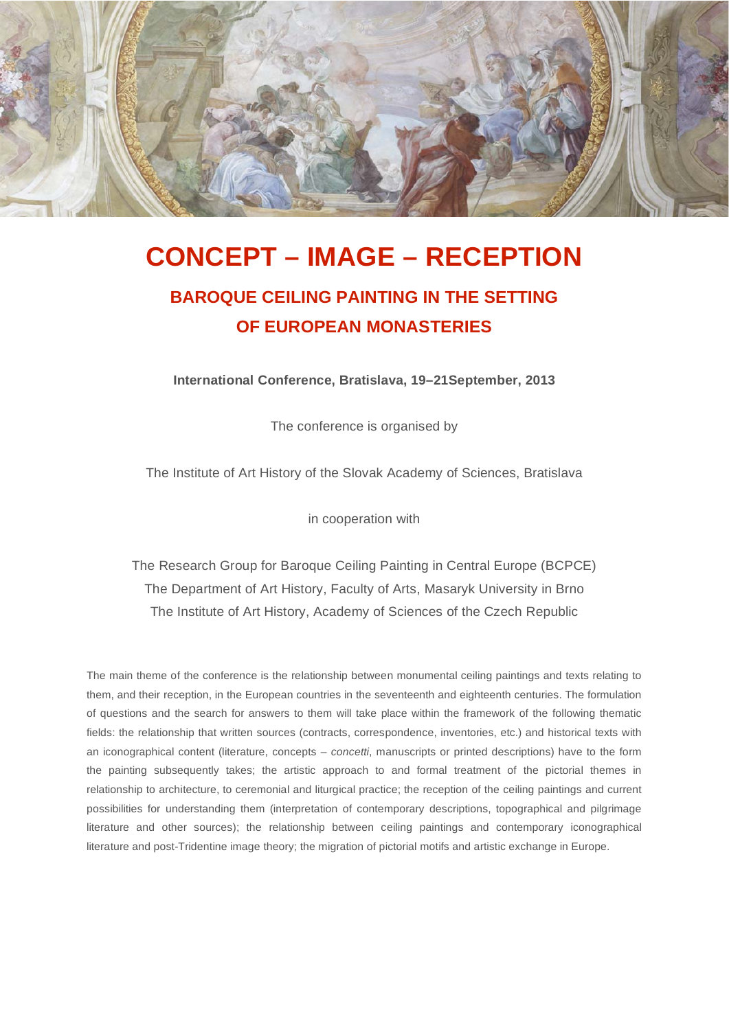# CONCEPT – IMAGE – RECEPTION

## BAROQUE CEILING PAINTING IN THE SETTING OF EUROPEAN MONASTERIES

**International Conference, Bratislava, 19–21September, 2013**

The conference is organised by

The Institute of Art History of the Slovak Academy of Sciences, Bratislava

in cooperation with

The Research Group for Baroque Ceiling Painting in Central Europe (BCPCE)
The Department of Art History, Faculty of Arts, Masaryk University in Brno
The Institute of Art History, Academy of Sciences of the Czech Republic

The main theme of the conference is the relationship between monumental ceiling paintings and texts relating to them, and their reception, in the European countries in the seventeenth and eighteenth centuries. The formulation of questions and the search for answers to them will take place within the framework of the following thematic fields: the relationship that written sources (contracts, correspondence, inventories, etc.) and historical texts with an iconographical content (literature, concepts – *concetti*, manuscripts or printed descriptions) have to the form the painting subsequently takes; the artistic approach to and formal treatment of the pictorial themes in relationship to architecture, to ceremonial and liturgical practice; the reception of the ceiling paintings and current possibilities for understanding them (interpretation of contemporary descriptions, topographical and pilgrimage literature and other sources); the relationship between ceiling paintings and contemporary iconographical literature and post-Tridentine image theory; the migration of pictorial motifs and artistic exchange in Europe.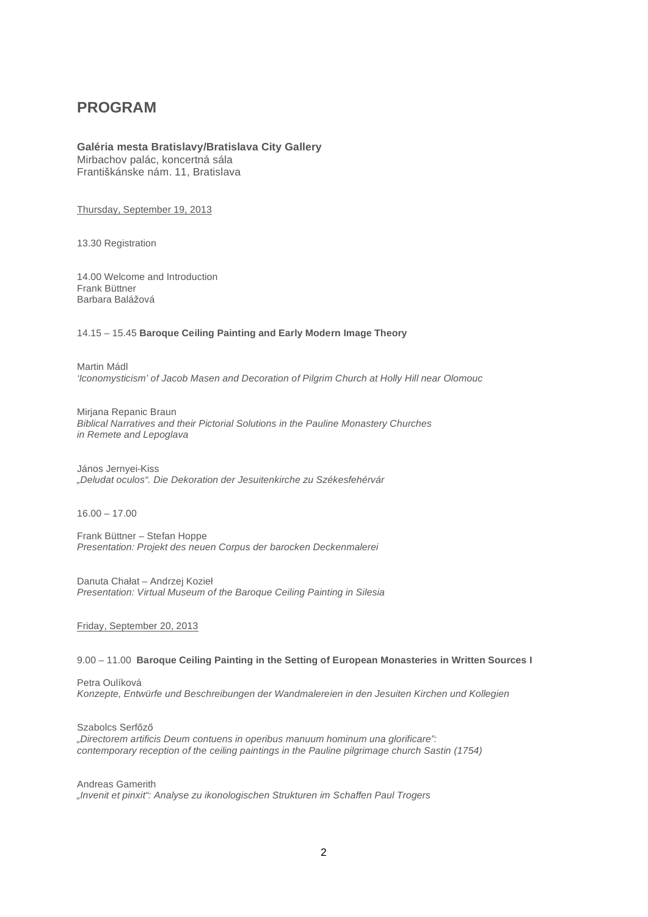# PROGRAM

**Galéria mesta Bratislavy/Bratislava City Gallery**
Mirbachov palác, koncertná sála
Františkánske nám. 11, Bratislava

Thursday, September 19, 2013

13.30 Registration

14.00 Welcome and Introduction
Frank Büttner
Barbara Balážová

14.15 – 15.45 **Baroque Ceiling Painting and Early Modern Image Theory**

Martin Mádl
*'Iconomysticism' of Jacob Masen and Decoration of Pilgrim Church at Holly Hill near Olomouc*

Mirjana Repanic Braun
*Biblical Narratives and their Pictorial Solutions in the Pauline Monastery Churches in Remete and Lepoglava*

János Jernyei-Kiss
*„Deludat oculos". Die Dekoration der Jesuitenkirche zu Székesfehérvár*

16.00 – 17.00

Frank Büttner – Stefan Hoppe
*Presentation: Projekt des neuen Corpus der barocken Deckenmalerei*

Danuta Chałat – Andrzej Kozieł
*Presentation: Virtual Museum of the Baroque Ceiling Painting in Silesia*

Friday, September 20, 2013

9.00 – 11.00 **Baroque Ceiling Painting in the Setting of European Monasteries in Written Sources I**

Petra Oulíková
*Konzepte, Entwürfe und Beschreibungen der Wandmalereien in den Jesuiten Kirchen und Kollegien*

Szabolcs Serfőző
*„Directorem artificis Deum contuens in operibus manuum hominum una glorificare": contemporary reception of the ceiling paintings in the Pauline pilgrimage church Sastin (1754)*

Andreas Gamerith
*„Invenit et pinxit": Analyse zu ikonologischen Strukturen im Schaffen Paul Trogers*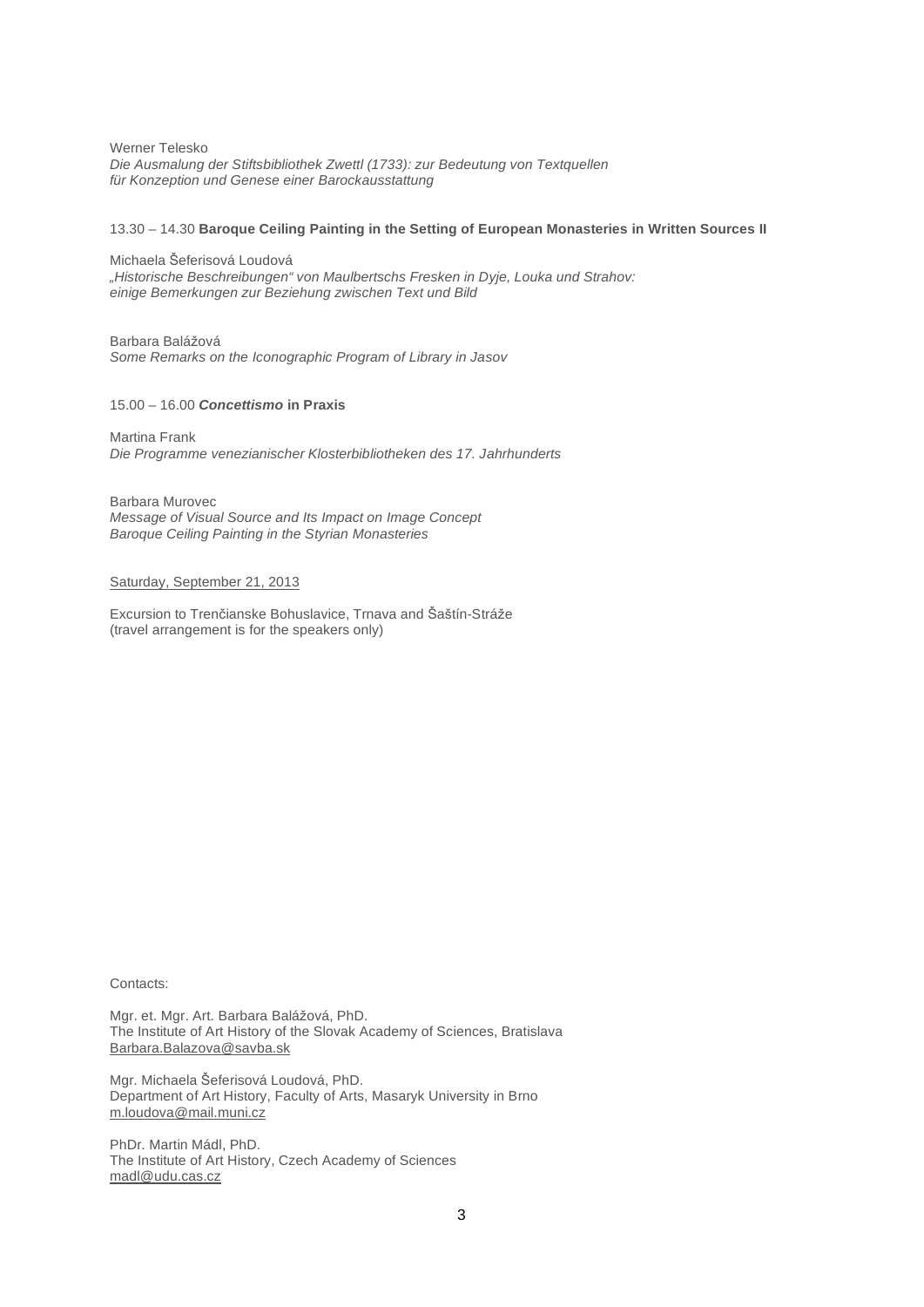Werner Telesko
*Die Ausmalung der Stiftsbibliothek Zwettl (1733): zur Bedeutung von Textquellen für Konzeption und Genese einer Barockausstattung*

13.30 – 14.30 **Baroque Ceiling Painting in the Setting of European Monasteries in Written Sources II**

Michaela Šeferisová Loudová
*„Historische Beschreibungen" von Maulbertschs Fresken in Dyje, Louka und Strahov: einige Bemerkungen zur Beziehung zwischen Text und Bild*

Barbara Balážová
*Some Remarks on the Iconographic Program of Library in Jasov*

15.00 – 16.00 ***Concettismo* in Praxis**

Martina Frank
*Die Programme venezianischer Klosterbibliotheken des 17. Jahrhunderts*

Barbara Murovec
*Message of Visual Source and Its Impact on Image Concept Baroque Ceiling Painting in the Styrian Monasteries*

Saturday, September 21, 2013

Excursion to Trenčianske Bohuslavice, Trnava and Šaštín-Stráže
(travel arrangement is for the speakers only)

Contacts:

Mgr. et. Mgr. Art. Barbara Balážová, PhD.
The Institute of Art History of the Slovak Academy of Sciences, Bratislava
Barbara.Balazova@savba.sk

Mgr. Michaela Šeferisová Loudová, PhD.
Department of Art History, Faculty of Arts, Masaryk University in Brno
m.loudova@mail.muni.cz

PhDr. Martin Mádl, PhD.
The Institute of Art History, Czech Academy of Sciences
madl@udu.cas.cz